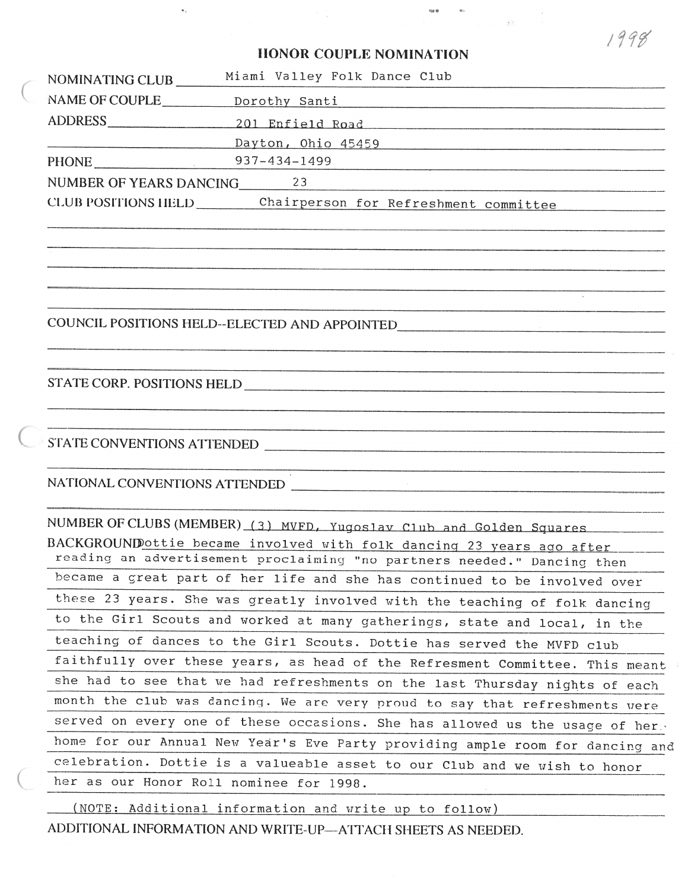1998

# HONOR COUPLE NOMINATION

NOMINATING CLUB Miami Valley Folk Dance Club

NAME OF COUPLE Dorothy Santi

ADDRESS 201 Enfield Road
Dayton, Ohio 45459

PHONE 937-434-1499

NUMBER OF YEARS DANCING 23

CLUB POSITIONS HELD Chairperson for Refreshment committee

COUNCIL POSITIONS HELD--ELECTED AND APPOINTED

STATE CORP. POSITIONS HELD

STATE CONVENTIONS ATTENDED

NATIONAL CONVENTIONS ATTENDED

NUMBER OF CLUBS (MEMBER) (3) MVFD, Yugoslav Club and Golden Squares

BACKGROUND Dottie became involved with folk dancing 23 years ago after reading an advertisement proclaiming "no partners needed." Dancing then became a great part of her life and she has continued to be involved over these 23 years. She was greatly involved with the teaching of folk dancing to the Girl Scouts and worked at many gatherings, state and local, in the teaching of dances to the Girl Scouts. Dottie has served the MVFD club faithfully over these years, as head of the Refresment Committee. This meant she had to see that we had refreshments on the last Thursday nights of each month the club was dancing. We are very proud to say that refreshments were served on every one of these occasions. She has allowed us the usage of her home for our Annual New Year's Eve Party providing ample room for dancing and celebration. Dottie is a valueable asset to our Club and we wish to honor her as our Honor Roll nominee for 1998.

(NOTE: Additional information and write up to follow)

ADDITIONAL INFORMATION AND WRITE-UP—ATTACH SHEETS AS NEEDED.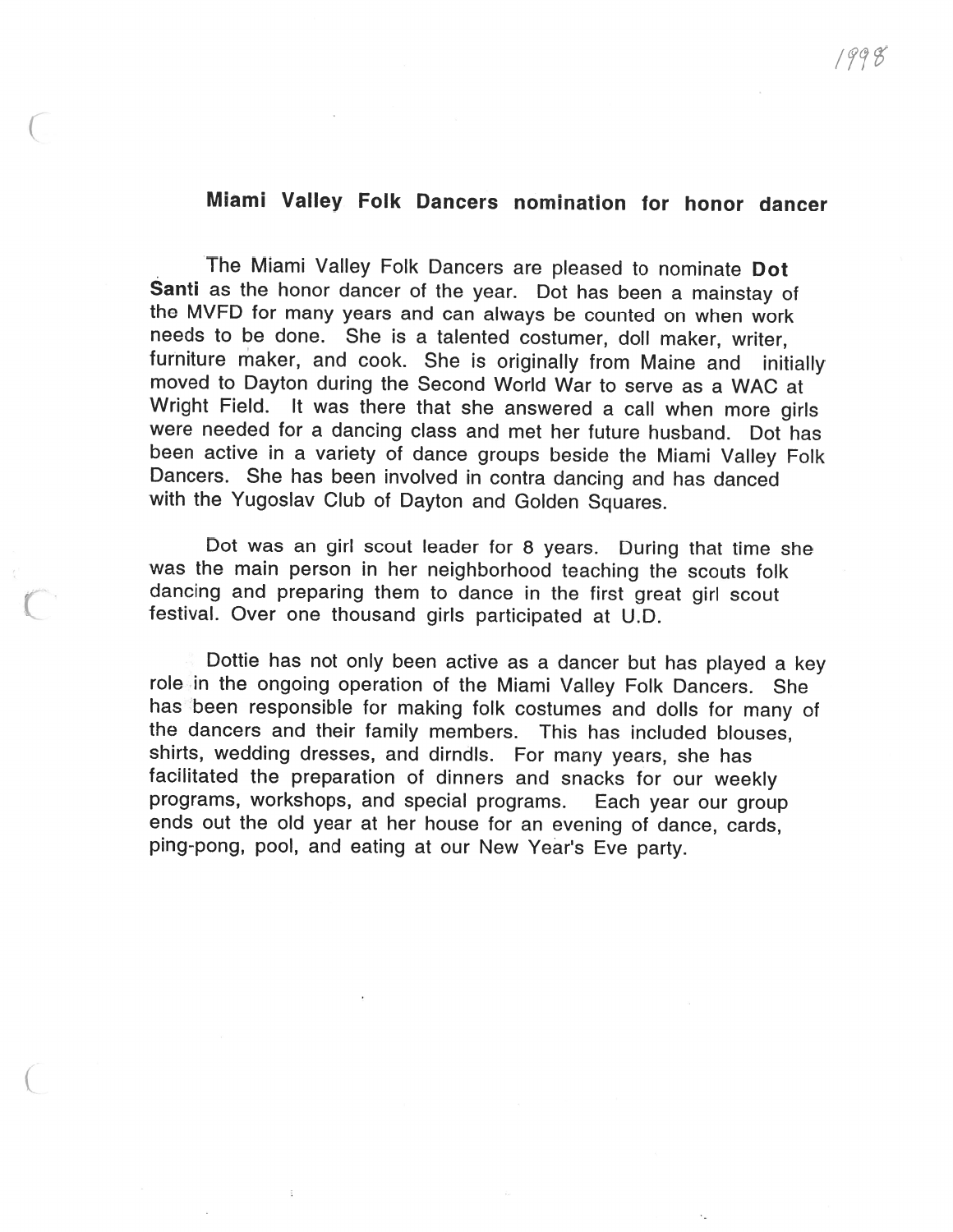1998

## Miami Valley Folk Dancers nomination for honor dancer

The Miami Valley Folk Dancers are pleased to nominate **Dot Santi** as the honor dancer of the year. Dot has been a mainstay of the MVFD for many years and can always be counted on when work needs to be done. She is a talented costumer, doll maker, writer, furniture maker, and cook. She is originally from Maine and initially moved to Dayton during the Second World War to serve as a WAC at Wright Field. It was there that she answered a call when more girls were needed for a dancing class and met her future husband. Dot has been active in a variety of dance groups beside the Miami Valley Folk Dancers. She has been involved in contra dancing and has danced with the Yugoslav Club of Dayton and Golden Squares.

Dot was an girl scout leader for 8 years. During that time she was the main person in her neighborhood teaching the scouts folk dancing and preparing them to dance in the first great girl scout festival. Over one thousand girls participated at U.D.

Dottie has not only been active as a dancer but has played a key role in the ongoing operation of the Miami Valley Folk Dancers. She has been responsible for making folk costumes and dolls for many of the dancers and their family members. This has included blouses, shirts, wedding dresses, and dirndls. For many years, she has facilitated the preparation of dinners and snacks for our weekly programs, workshops, and special programs. Each year our group ends out the old year at her house for an evening of dance, cards, ping-pong, pool, and eating at our New Year's Eve party.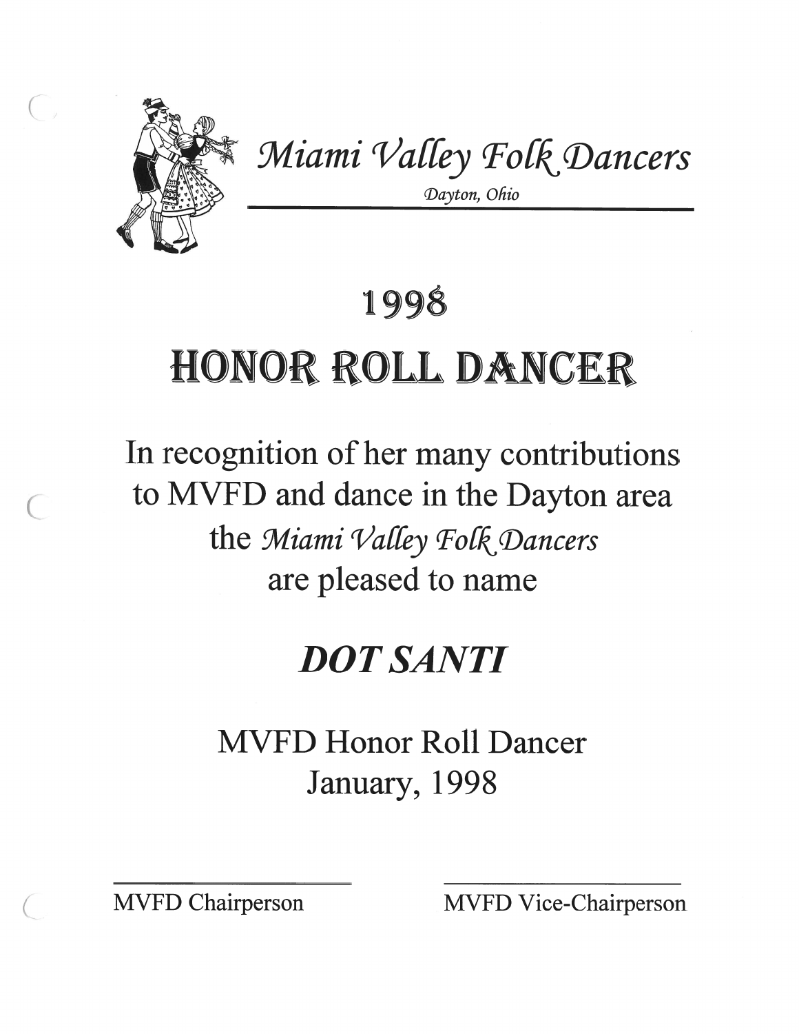*Miami Valley Folk Dancers*

*Dayton, Ohio*

# 1998

# HONOR ROLL DANCER

In recognition of her many contributions to MVFD and dance in the Dayton area the *Miami Valley Folk Dancers* are pleased to name

## *DOT SANTI*

MVFD Honor Roll Dancer
January, 1998

MVFD Chairperson

MVFD Vice-Chairperson